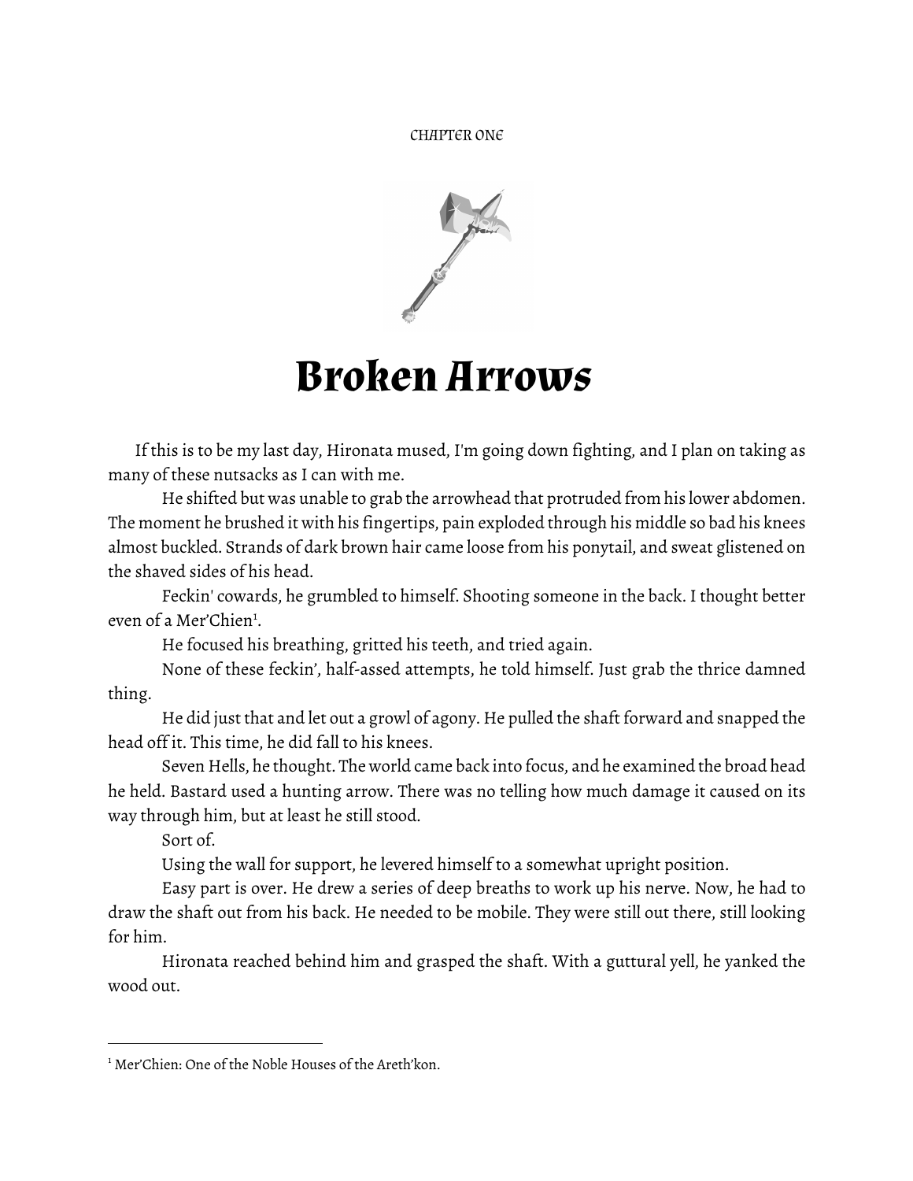CHAPTER ONE

# Broken Arrows

If this is to be my last day, Hironata mused, I'm going down fighting, and I plan on taking as many of these nutsacks as I can with me.

He shifted but was unable to grab the arrowhead that protruded from his lower abdomen. The moment he brushed it with his fingertips, pain exploded through his middle so bad his knees almost buckled. Strands of dark brown hair came loose from his ponytail, and sweat glistened on the shaved sides of his head.

Feckin' cowards, he grumbled to himself. Shooting someone in the back. I thought better even of a Mer'Chien[1].

He focused his breathing, gritted his teeth, and tried again.

None of these feckin', half-assed attempts, he told himself. Just grab the thrice damned thing.

He did just that and let out a growl of agony. He pulled the shaft forward and snapped the head off it. This time, he did fall to his knees.

Seven Hells, he thought. The world came back into focus, and he examined the broad head he held. Bastard used a hunting arrow. There was no telling how much damage it caused on its way through him, but at least he still stood.

Sort of.

Using the wall for support, he levered himself to a somewhat upright position.

Easy part is over. He drew a series of deep breaths to work up his nerve. Now, he had to draw the shaft out from his back. He needed to be mobile. They were still out there, still looking for him.

Hironata reached behind him and grasped the shaft. With a guttural yell, he yanked the wood out.

---

[1] Mer'Chien: One of the Noble Houses of the Areth'kon.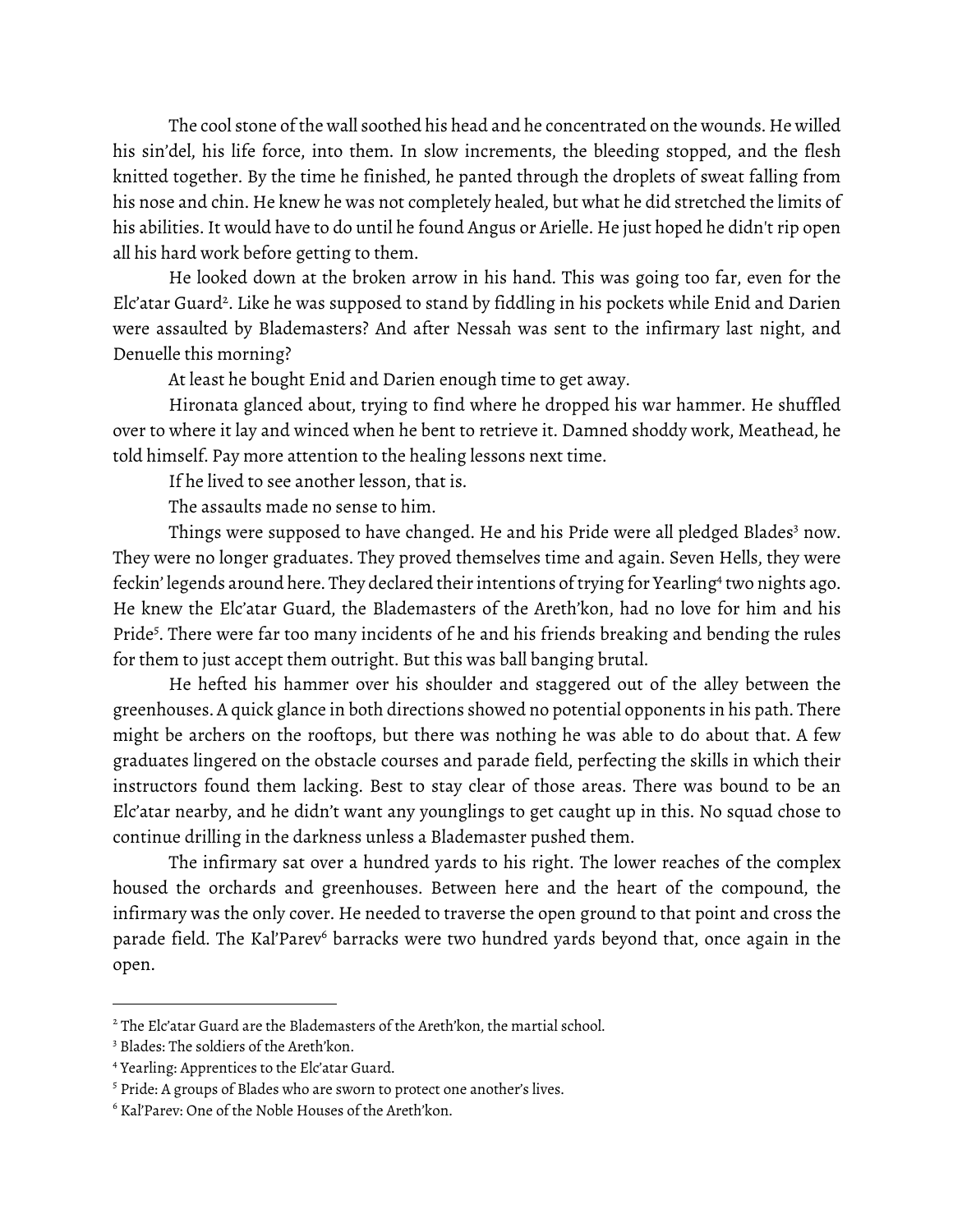The cool stone of the wall soothed his head and he concentrated on the wounds. He willed his sin'del, his life force, into them. In slow increments, the bleeding stopped, and the flesh knitted together. By the time he finished, he panted through the droplets of sweat falling from his nose and chin. He knew he was not completely healed, but what he did stretched the limits of his abilities. It would have to do until he found Angus or Arielle. He just hoped he didn't rip open all his hard work before getting to them.

He looked down at the broken arrow in his hand. This was going too far, even for the Elc'atar Guard[2]. Like he was supposed to stand by fiddling in his pockets while Enid and Darien were assaulted by Blademasters? And after Nessah was sent to the infirmary last night, and Denuelle this morning?

At least he bought Enid and Darien enough time to get away.

Hironata glanced about, trying to find where he dropped his war hammer. He shuffled over to where it lay and winced when he bent to retrieve it. Damned shoddy work, Meathead, he told himself. Pay more attention to the healing lessons next time.

If he lived to see another lesson, that is.

The assaults made no sense to him.

Things were supposed to have changed. He and his Pride were all pledged Blades[3] now. They were no longer graduates. They proved themselves time and again. Seven Hells, they were feckin' legends around here. They declared their intentions of trying for Yearling[4] two nights ago. He knew the Elc'atar Guard, the Blademasters of the Areth'kon, had no love for him and his Pride[5]. There were far too many incidents of he and his friends breaking and bending the rules for them to just accept them outright. But this was ball banging brutal.

He hefted his hammer over his shoulder and staggered out of the alley between the greenhouses. A quick glance in both directions showed no potential opponents in his path. There might be archers on the rooftops, but there was nothing he was able to do about that. A few graduates lingered on the obstacle courses and parade field, perfecting the skills in which their instructors found them lacking. Best to stay clear of those areas. There was bound to be an Elc'atar nearby, and he didn't want any younglings to get caught up in this. No squad chose to continue drilling in the darkness unless a Blademaster pushed them.

The infirmary sat over a hundred yards to his right. The lower reaches of the complex housed the orchards and greenhouses. Between here and the heart of the compound, the infirmary was the only cover. He needed to traverse the open ground to that point and cross the parade field. The Kal'Parev[6] barracks were two hundred yards beyond that, once again in the open.

---

[2] The Elc'atar Guard are the Blademasters of the Areth'kon, the martial school.

[3] Blades: The soldiers of the Areth'kon.

[4] Yearling: Apprentices to the Elc'atar Guard.

[5] Pride: A groups of Blades who are sworn to protect one another's lives.

[6] Kal'Parev: One of the Noble Houses of the Areth'kon.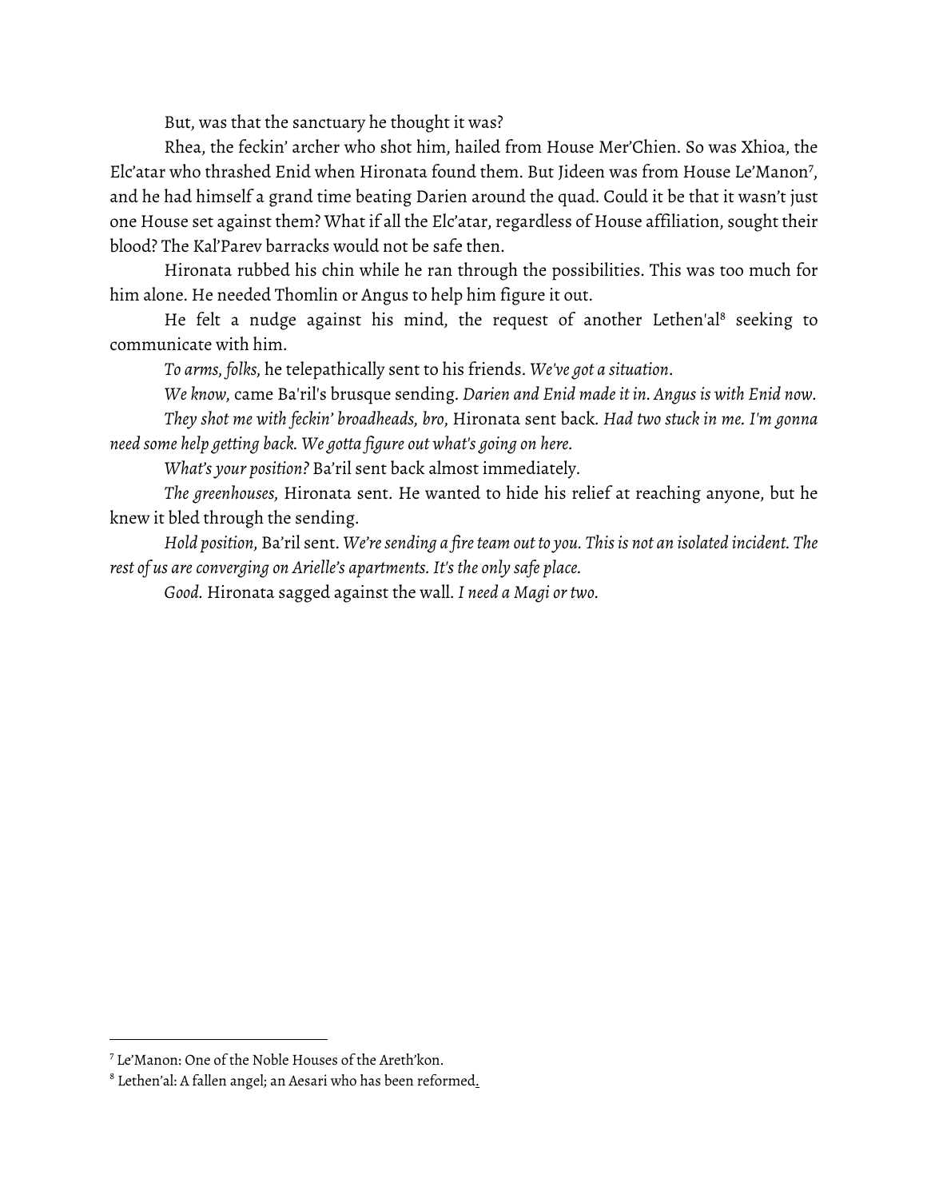But, was that the sanctuary he thought it was?

Rhea, the feckin' archer who shot him, hailed from House Mer'Chien. So was Xhioa, the Elc'atar who thrashed Enid when Hironata found them. But Jideen was from House Le'Manon[7], and he had himself a grand time beating Darien around the quad. Could it be that it wasn't just one House set against them? What if all the Elc'atar, regardless of House affiliation, sought their blood? The Kal'Parev barracks would not be safe then.

Hironata rubbed his chin while he ran through the possibilities. This was too much for him alone. He needed Thomlin or Angus to help him figure it out.

He felt a nudge against his mind, the request of another Lethen'al[8] seeking to communicate with him.

*To arms, folks,* he telepathically sent to his friends. *We've got a situation*.

*We know,* came Ba'ril's brusque sending. *Darien and Enid made it in. Angus is with Enid now.*

*They shot me with feckin' broadheads, bro*, Hironata sent back. *Had two stuck in me. I'm gonna need some help getting back. We gotta figure out what's going on here.*

*What's your position?* Ba'ril sent back almost immediately.

*The greenhouses,* Hironata sent. He wanted to hide his relief at reaching anyone, but he knew it bled through the sending.

*Hold position,* Ba'ril sent. *We're sending a fire team out to you. This is not an isolated incident. The rest of us are converging on Arielle's apartments. It's the only safe place.*

*Good.* Hironata sagged against the wall. *I need a Magi or two.*

---

[7] Le'Manon: One of the Noble Houses of the Areth'kon.

[8] Lethen'al: A fallen angel; an Aesari who has been reformed.